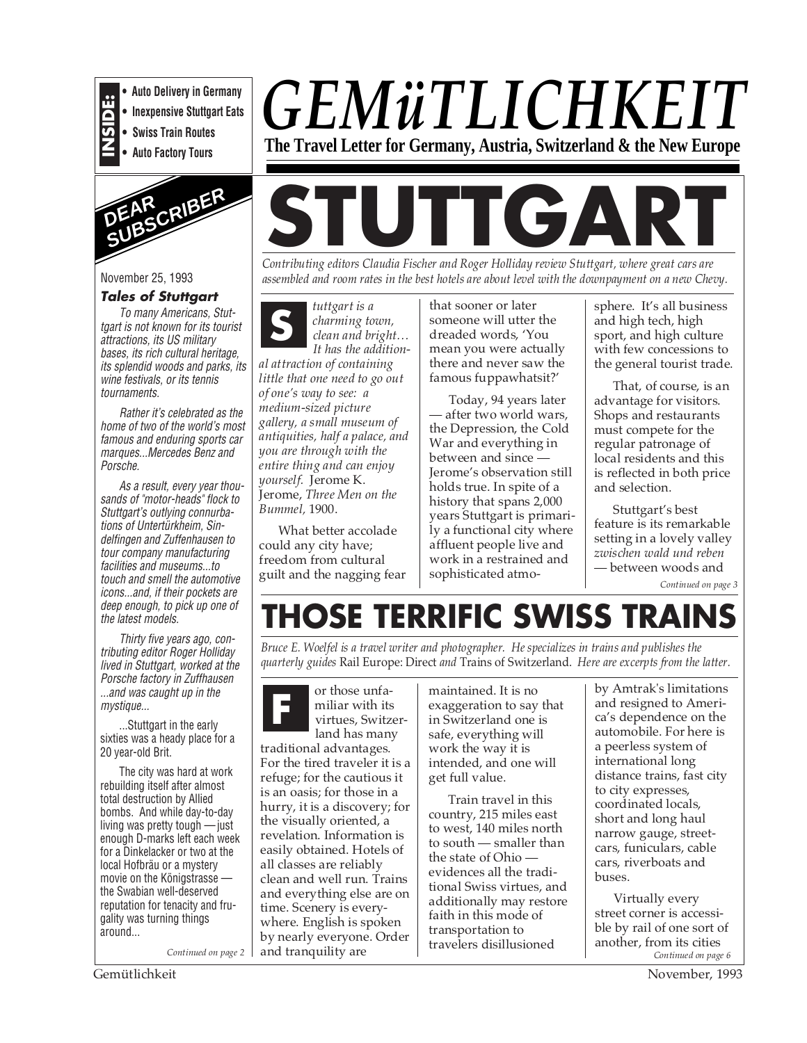**INSIDE:**
- Auto Delivery in Germany
- Inexpensive Stuttgart Eats
- Swiss Train Routes
- Auto Factory Tours

# GEMüTLICHKEIT

**The Travel Letter for Germany, Austria, Switzerland & the New Europe**

## DEAR SUBSCRIBER

November 25, 1993

***Tales of Stuttgart***

*To many Americans, Stuttgart is not known for its tourist attractions, its US military bases, its rich cultural heritage, its splendid woods and parks, its wine festivals, or its tennis tournaments.*

*Rather it's celebrated as the home of two of the world's most famous and enduring sports car marques...Mercedes Benz and Porsche.*

*As a result, every year thousands of "motor-heads" flock to Stuttgart's outlying connurbations of Untertürkheim, Sindelfingen and Zuffenhausen to tour company manufacturing facilities and museums...to touch and smell the automotive icons...and, if their pockets are deep enough, to pick up one of the latest models.*

*Thirty five years ago, contributing editor Roger Holliday lived in Stuttgart, worked at the Porsche factory in Zuffhausen ...and was caught up in the mystique...*

...Stuttgart in the early sixties was a heady place for a 20 year-old Brit.

The city was hard at work rebuilding itself after almost total destruction by Allied bombs. And while day-to-day living was pretty tough — just enough D-marks left each week for a Dinkelacker or two at the local Hofbräu or a mystery movie on the Königstrasse — the Swabian well-deserved reputation for tenacity and frugality was turning things around...

*Continued on page 2*

# STUTTGART

*Contributing editors Claudia Fischer and Roger Holliday review Stuttgart, where great cars are assembled and room rates in the best hotels are about level with the downpayment on a new Chevy.*

*Stuttgart is a charming town, clean and bright… It has the additional attraction of containing little that one need to go out of one's way to see: a medium-sized picture gallery, a small museum of antiquities, half a palace, and you are through with the entire thing and can enjoy yourself.* Jerome K. Jerome, *Three Men on the Bummel,* 1900.

What better accolade could any city have; freedom from cultural guilt and the nagging fear that sooner or later someone will utter the dreaded words, 'You mean you were actually there and never saw the famous fuppawhatsit?'

Today, 94 years later — after two world wars, the Depression, the Cold War and everything in between and since — Jerome's observation still holds true. In spite of a history that spans 2,000 years Stuttgart is primarily a functional city where affluent people live and work in a restrained and sophisticated atmosphere. It's all business and high tech, high sport, and high culture with few concessions to the general tourist trade.

That, of course, is an advantage for visitors. Shops and restaurants must compete for the regular patronage of local residents and this is reflected in both price and selection.

Stuttgart's best feature is its remarkable setting in a lovely valley *zwischen wald und reben* — between woods and

*Continued on page 3*

# THOSE TERRIFIC SWISS TRAINS

*Bruce E. Woelfel is a travel writer and photographer. He specializes in trains and publishes the quarterly guides* Rail Europe: Direct *and* Trains of Switzerland. *Here are excerpts from the latter.*

For those unfamiliar with its virtues, Switzerland has many traditional advantages. For the tired traveler it is a refuge; for the cautious it is an oasis; for those in a hurry, it is a discovery; for the visually oriented, a revelation. Information is easily obtained. Hotels of all classes are reliably clean and well run. Trains and everything else are on time. Scenery is everywhere. English is spoken by nearly everyone. Order and tranquility are maintained. It is no exaggeration to say that in Switzerland one is safe, everything will work the way it is intended, and one will get full value.

Train travel in this country, 215 miles east to west, 140 miles north to south — smaller than the state of Ohio — evidences all the traditional Swiss virtues, and additionally may restore faith in this mode of transportation to travelers disillusioned by Amtrak's limitations and resigned to America's dependence on the automobile. For here is a peerless system of international long distance trains, fast city to city expresses, coordinated locals, short and long haul narrow gauge, streetcars, funiculars, cable cars, riverboats and buses.

Virtually every street corner is accessible by rail of one sort of another, from its cities

*Continued on page 6*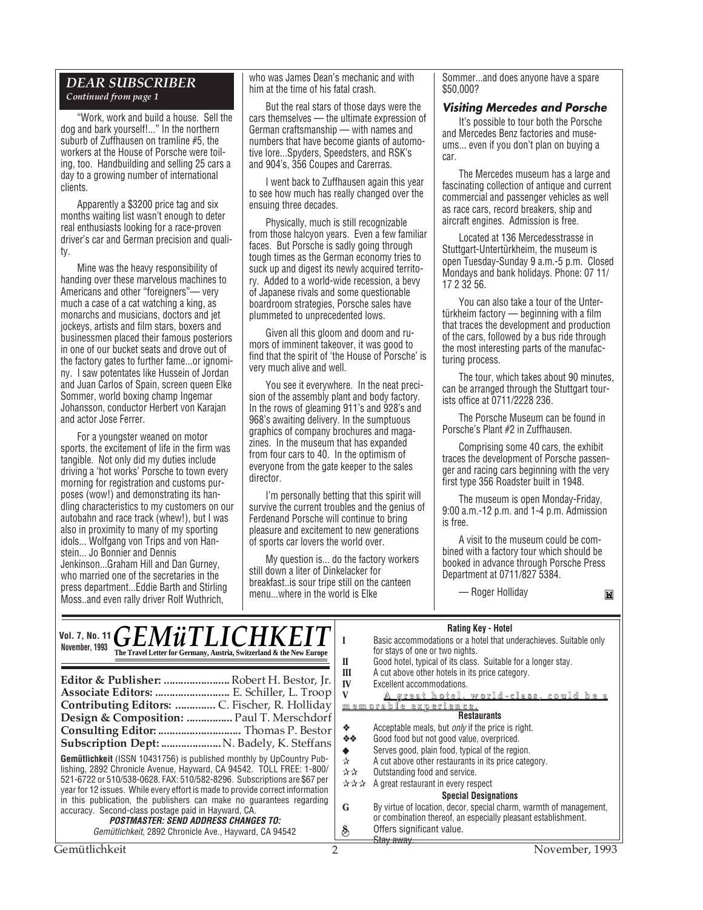## DEAR SUBSCRIBER

*Continued from page 1*

"Work, work and build a house. Sell the dog and bark yourself!..." In the northern suburb of Zuffhausen on tramline #5, the workers at the House of Porsche were toiling, too. Handbuilding and selling 25 cars a day to a growing number of international clients.

Apparently a $3200 price tag and six months waiting list wasn't enough to deter real enthusiasts looking for a race-proven driver's car and German precision and quality.

Mine was the heavy responsibility of handing over these marvelous machines to Americans and other "foreigners"— very much a case of a cat watching a king, as monarchs and musicians, doctors and jet jockeys, artists and film stars, boxers and businessmen placed their famous posteriors in one of our bucket seats and drove out of the factory gates to further fame...or ignominy. I saw potentates like Hussein of Jordan and Juan Carlos of Spain, screen queen Elke Sommer, world boxing champ Ingemar Johansson, conductor Herbert von Karajan and actor Jose Ferrer.

For a youngster weaned on motor sports, the excitement of life in the firm was tangible. Not only did my duties include driving a 'hot works' Porsche to town every morning for registration and customs purposes (wow!) and demonstrating its handling characteristics to my customers on our autobahn and race track (whew!), but I was also in proximity to many of my sporting idols... Wolfgang von Trips and von Hanstein... Jo Bonnier and Dennis Jenkinson...Graham Hill and Dan Gurney, who married one of the secretaries in the press department...Eddie Barth and Stirling Moss..and even rally driver Rolf Wuthrich, who was James Dean's mechanic and with him at the time of his fatal crash.

But the real stars of those days were the cars themselves — the ultimate expression of German craftsmanship — with names and numbers that have become giants of automotive lore...Spyders, Speedsters, and RSK's and 904's, 356 Coupes and Carerras.

I went back to Zuffhausen again this year to see how much has really changed over the ensuing three decades.

Physically, much is still recognizable from those halcyon years. Even a few familiar faces. But Porsche is sadly going through tough times as the German economy tries to suck up and digest its newly acquired territory. Added to a world-wide recession, a bevy of Japanese rivals and some questionable boardroom strategies, Porsche sales have plummeted to unprecedented lows.

Given all this gloom and doom and rumors of imminent takeover, it was good to find that the spirit of 'the House of Porsche' is very much alive and well.

You see it everywhere. In the neat precision of the assembly plant and body factory. In the rows of gleaming 911's and 928's and 968's awaiting delivery. In the sumptuous graphics of company brochures and magazines. In the museum that has expanded from four cars to 40. In the optimism of everyone from the gate keeper to the sales director.

I'm personally betting that this spirit will survive the current troubles and the genius of Ferdenand Porsche will continue to bring pleasure and excitement to new generations of sports car lovers the world over.

My question is... do the factory workers still down a liter of Dinkelacker for breakfast..is sour tripe still on the canteen menu...where in the world is Elke Sommer...and does anyone have a spare $50,000?

### Visiting Mercedes and Porsche

It's possible to tour both the Porsche and Mercedes Benz factories and museums... even if you don't plan on buying a car.

The Mercedes museum has a large and fascinating collection of antique and current commercial and passenger vehicles as well as race cars, record breakers, ship and aircraft engines. Admission is free.

Located at 136 Mercedesstrasse in Stuttgart-Untertürkheim, the museum is open Tuesday-Sunday 9 a.m.-5 p.m. Closed Mondays and bank holidays. Phone: 07 11/ 17 2 32 56.

You can also take a tour of the Untertürkheim factory — beginning with a film that traces the development and production of the cars, followed by a bus ride through the most interesting parts of the manufacturing process.

The tour, which takes about 90 minutes, can be arranged through the Stuttgart tourists office at 0711/2228 236.

The Porsche Museum can be found in Porsche's Plant #2 in Zuffhausen.

Comprising some 40 cars, the exhibit traces the development of Porsche passenger and racing cars beginning with the very first type 356 Roadster built in 1948.

The museum is open Monday-Friday, 9:00 a.m.-12 p.m. and 1-4 p.m. Admission is free.

A visit to the museum could be combined with a factory tour which should be booked in advance through Porsche Press Department at 0711/827 5384.

— Roger Holliday

---

**Vol. 7, No. 11 November, 1993** **GEMüTLICHKEIT** — The Travel Letter for Germany, Austria, Switzerland & the New Europe

**Editor & Publisher:** Robert H. Bestor, Jr.
**Associate Editors:** E. Schiller, L. Troop
**Contributing Editors:** C. Fischer, R. Holliday
**Design & Composition:** Paul T. Merschdorf
**Consulting Editor:** Thomas P. Bestor
**Subscription Dept:** N. Badely, K. Steffans

**Gemütlichkeit** (ISSN 10431756) is published monthly by UpCountry Publishing, 2892 Chronicle Avenue, Hayward, CA 94542. TOLL FREE: 1-800/ 521-6722 or 510/538-0628. FAX: 510/582-8296. Subscriptions are $67 per year for 12 issues. While every effort is made to provide correct information in this publication, the publishers can make no guarantees regarding accuracy. Second-class postage paid in Hayward, CA.

***POSTMASTER: SEND ADDRESS CHANGES TO:***
*Gemütlichkeit*, 2892 Chronicle Ave., Hayward, CA 94542

**Rating Key - Hotel**

| | |
|---|---|
| I | Basic accommodations or a hotel that underachieves. Suitable only for stays of one or two nights. |
| II | Good hotel, typical of its class. Suitable for a longer stay. |
| III | A cut above other hotels in its price category. |
| IV | Excellent accommodations. |
| V | A great hotel, world-class, could be a memorable experience. |

**Restaurants**

| | |
|---|---|
| ❖ | Acceptable meals, but *only* if the price is right. |
| ❖❖ | Good food but not good value, overpriced. |
| ◆ | Serves good, plain food, typical of the region. |
| ☆ | A cut above other restaurants in its price category. |
| ☆☆ | Outstanding food and service. |
| ☆☆☆ | A great restaurant in every respect |

**Special Designations**

| | |
|---|---|
| G | By virtue of location, decor, special charm, warmth of management, or combination thereof, an especially pleasant establishment. |
| $ | Offers significant value. |
| | ~~Stay away.~~ |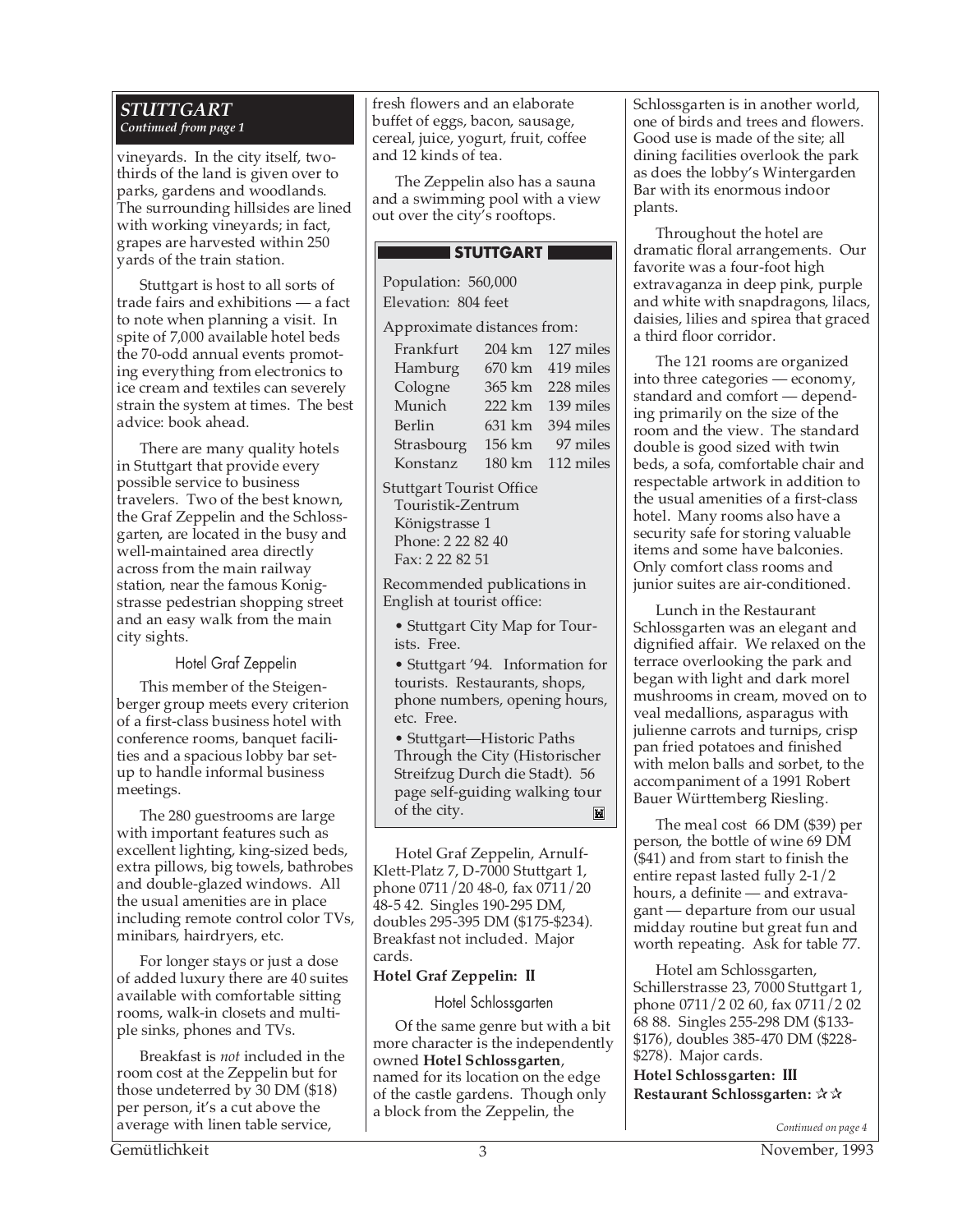## STUTTGART

*Continued from page 1*

vineyards. In the city itself, two-thirds of the land is given over to parks, gardens and woodlands. The surrounding hillsides are lined with working vineyards; in fact, grapes are harvested within 250 yards of the train station.

Stuttgart is host to all sorts of trade fairs and exhibitions — a fact to note when planning a visit. In spite of 7,000 available hotel beds the 70-odd annual events promoting everything from electronics to ice cream and textiles can severely strain the system at times. The best advice: book ahead.

There are many quality hotels in Stuttgart that provide every possible service to business travelers. Two of the best known, the Graf Zeppelin and the Schlossgarten, are located in the busy and well-maintained area directly across from the main railway station, near the famous Konigstrasse pedestrian shopping street and an easy walk from the main city sights.

### Hotel Graf Zeppelin

This member of the Steigenberger group meets every criterion of a first-class business hotel with conference rooms, banquet facilities and a spacious lobby bar set-up to handle informal business meetings.

The 280 guestrooms are large with important features such as excellent lighting, king-sized beds, extra pillows, big towels, bathrobes and double-glazed windows. All the usual amenities are in place including remote control color TVs, minibars, hairdryers, etc.

For longer stays or just a dose of added luxury there are 40 suites available with comfortable sitting rooms, walk-in closets and multiple sinks, phones and TVs.

Breakfast is *not* included in the room cost at the Zeppelin but for those undeterred by 30 DM ($18) per person, it's a cut above the average with linen table service, fresh flowers and an elaborate buffet of eggs, bacon, sausage, cereal, juice, yogurt, fruit, coffee and 12 kinds of tea.

The Zeppelin also has a sauna and a swimming pool with a view out over the city's rooftops.

> **STUTTGART**
>
> Population: 560,000
> Elevation: 804 feet
>
> Approximate distances from:
>
> | | | |
> |---|---|---|
> | Frankfurt | 204 km | 127 miles |
> | Hamburg | 670 km | 419 miles |
> | Cologne | 365 km | 228 miles |
> | Munich | 222 km | 139 miles |
> | Berlin | 631 km | 394 miles |
> | Strasbourg | 156 km | 97 miles |
> | Konstanz | 180 km | 112 miles |
>
> Stuttgart Tourist Office
> Touristik-Zentrum
> Königstrasse 1
> Phone: 2 22 82 40
> Fax: 2 22 82 51
>
> Recommended publications in English at tourist office:
>
> - Stuttgart City Map for Tourists. Free.
> - Stuttgart '94. Information for tourists. Restaurants, shops, phone numbers, opening hours, etc. Free.
> - Stuttgart—Historic Paths Through the City (Historischer Streifzug Durch die Stadt). 56 page self-guiding walking tour of the city.

Hotel Graf Zeppelin, Arnulf-Klett-Platz 7, D-7000 Stuttgart 1, phone 0711/20 48-0, fax 0711/20 48-5 42. Singles 190-295 DM, doubles 295-395 DM ($175-$234). Breakfast not included. Major cards.

**Hotel Graf Zeppelin: II**

### Hotel Schlossgarten

Of the same genre but with a bit more character is the independently owned **Hotel Schlossgarten**, named for its location on the edge of the castle gardens. Though only a block from the Zeppelin, the Schlossgarten is in another world, one of birds and trees and flowers. Good use is made of the site; all dining facilities overlook the park as does the lobby's Wintergarden Bar with its enormous indoor plants.

Throughout the hotel are dramatic floral arrangements. Our favorite was a four-foot high extravaganza in deep pink, purple and white with snapdragons, lilacs, daisies, lilies and spirea that graced a third floor corridor.

The 121 rooms are organized into three categories — economy, standard and comfort — depending primarily on the size of the room and the view. The standard double is good sized with twin beds, a sofa, comfortable chair and respectable artwork in addition to the usual amenities of a first-class hotel. Many rooms also have a security safe for storing valuable items and some have balconies. Only comfort class rooms and junior suites are air-conditioned.

Lunch in the Restaurant Schlossgarten was an elegant and dignified affair. We relaxed on the terrace overlooking the park and began with light and dark morel mushrooms in cream, moved on to veal medallions, asparagus with julienne carrots and turnips, crisp pan fried potatoes and finished with melon balls and sorbet, to the accompaniment of a 1991 Robert Bauer Württemberg Riesling.

The meal cost 66 DM ($39) per person, the bottle of wine 69 DM ($41) and from start to finish the entire repast lasted fully 2-1/2 hours, a definite — and extravagant — departure from our usual midday routine but great fun and worth repeating. Ask for table 77.

Hotel am Schlossgarten, Schillerstrasse 23, 7000 Stuttgart 1, phone 0711/2 02 60, fax 0711/2 02 68 88. Singles 255-298 DM ($133-$176), doubles 385-470 DM ($228-$278). Major cards.

**Hotel Schlossgarten: III**
**Restaurant Schlossgarten: ☆☆**

*Continued on page 4*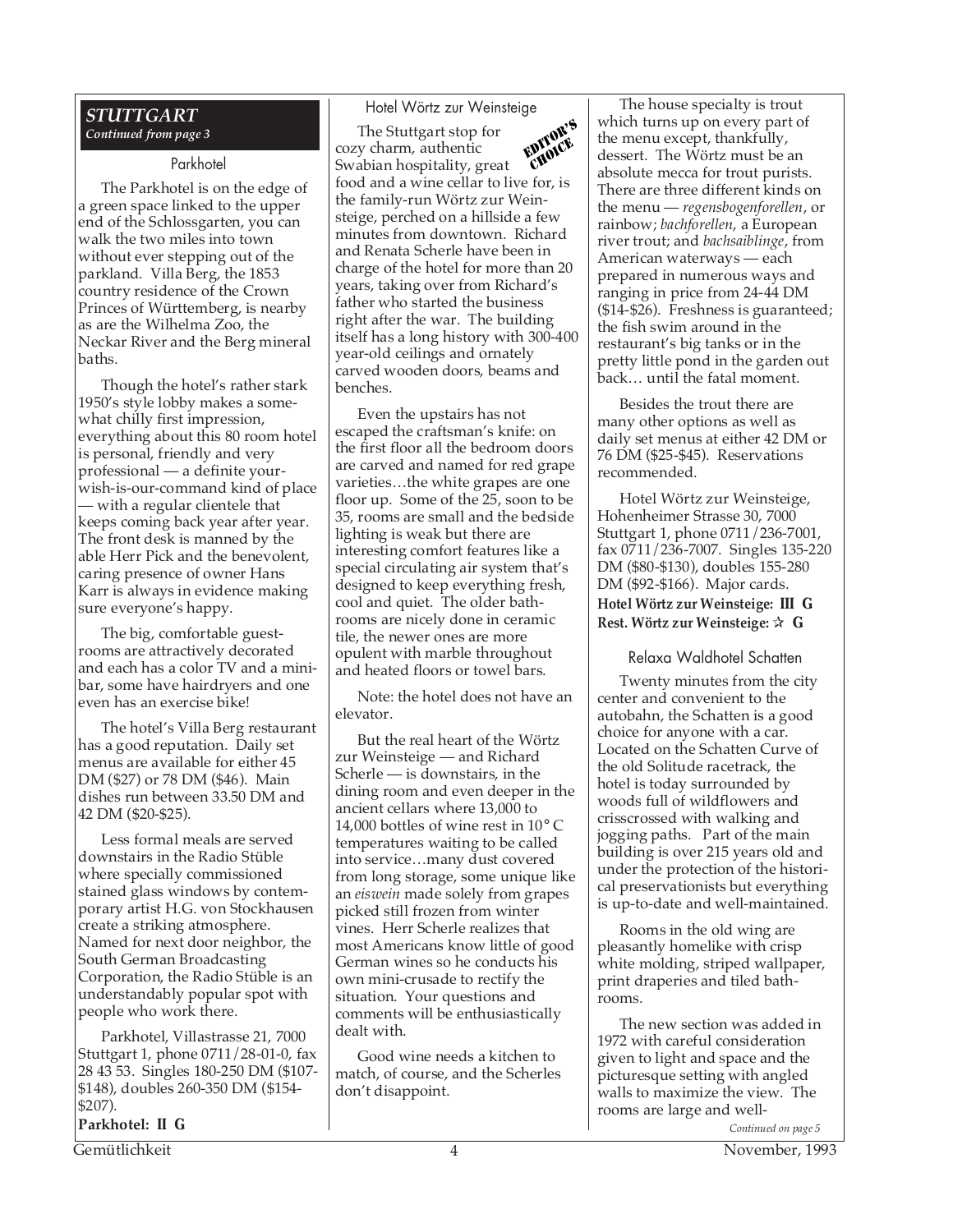## STUTTGART

*Continued from page 3*

### Parkhotel

The Parkhotel is on the edge of a green space linked to the upper end of the Schlossgarten, you can walk the two miles into town without ever stepping out of the parkland. Villa Berg, the 1853 country residence of the Crown Princes of Württemberg, is nearby as are the Wilhelma Zoo, the Neckar River and the Berg mineral baths.

Though the hotel's rather stark 1950's style lobby makes a somewhat chilly first impression, everything about this 80 room hotel is personal, friendly and very professional — a definite your-wish-is-our-command kind of place — with a regular clientele that keeps coming back year after year. The front desk is manned by the able Herr Pick and the benevolent, caring presence of owner Hans Karr is always in evidence making sure everyone's happy.

The big, comfortable guestrooms are attractively decorated and each has a color TV and a minibar, some have hairdryers and one even has an exercise bike!

The hotel's Villa Berg restaurant has a good reputation. Daily set menus are available for either 45 DM ($27) or 78 DM ($46). Main dishes run between 33.50 DM and 42 DM ($20-$25).

Less formal meals are served downstairs in the Radio Stüble where specially commissioned stained glass windows by contemporary artist H.G. von Stockhausen create a striking atmosphere. Named for next door neighbor, the South German Broadcasting Corporation, the Radio Stüble is an understandably popular spot with people who work there.

Parkhotel, Villastrasse 21, 7000 Stuttgart 1, phone 0711/28-01-0, fax 28 43 53. Singles 180-250 DM ($107-$148), doubles 260-350 DM ($154-$207).

**Parkhotel: II G**

### Hotel Wörtz zur Weinsteige

EDITOR'S CHOICE

The Stuttgart stop for cozy charm, authentic Swabian hospitality, great food and a wine cellar to live for, is the family-run Wörtz zur Weinsteige, perched on a hillside a few minutes from downtown. Richard and Renata Scherle have been in charge of the hotel for more than 20 years, taking over from Richard's father who started the business right after the war. The building itself has a long history with 300-400 year-old ceilings and ornately carved wooden doors, beams and benches.

Even the upstairs has not escaped the craftsman's knife: on the first floor all the bedroom doors are carved and named for red grape varieties…the white grapes are one floor up. Some of the 25, soon to be 35, rooms are small and the bedside lighting is weak but there are interesting comfort features like a special circulating air system that's designed to keep everything fresh, cool and quiet. The older bathrooms are nicely done in ceramic tile, the newer ones are more opulent with marble throughout and heated floors or towel bars.

Note: the hotel does not have an elevator.

But the real heart of the Wörtz zur Weinsteige — and Richard Scherle — is downstairs, in the dining room and even deeper in the ancient cellars where 13,000 to 14,000 bottles of wine rest in 10° C temperatures waiting to be called into service…many dust covered from long storage, some unique like an *eiswein* made solely from grapes picked still frozen from winter vines. Herr Scherle realizes that most Americans know little of good German wines so he conducts his own mini-crusade to rectify the situation. Your questions and comments will be enthusiastically dealt with.

Good wine needs a kitchen to match, of course, and the Scherles don't disappoint.

The house specialty is trout which turns up on every part of the menu except, thankfully, dessert. The Wörtz must be an absolute mecca for trout purists. There are three different kinds on the menu — *regensbogenforellen*, or rainbow; *bachforellen*, a European river trout; and *bachsaiblinge*, from American waterways — each prepared in numerous ways and ranging in price from 24-44 DM ($14-$26). Freshness is guaranteed; the fish swim around in the restaurant's big tanks or in the pretty little pond in the garden out back… until the fatal moment.

Besides the trout there are many other options as well as daily set menus at either 42 DM or 76 DM ($25-$45). Reservations recommended.

Hotel Wörtz zur Weinsteige, Hohenheimer Strasse 30, 7000 Stuttgart 1, phone 0711/236-7001, fax 0711/236-7007. Singles 135-220 DM ($80-$130), doubles 155-280 DM ($92-$166). Major cards.

**Hotel Wörtz zur Weinsteige: III G**
**Rest. Wörtz zur Weinsteige: ☆ G**

### Relaxa Waldhotel Schatten

Twenty minutes from the city center and convenient to the autobahn, the Schatten is a good choice for anyone with a car. Located on the Schatten Curve of the old Solitude racetrack, the hotel is today surrounded by woods full of wildflowers and crisscrossed with walking and jogging paths. Part of the main building is over 215 years old and under the protection of the historical preservationists but everything is up-to-date and well-maintained.

Rooms in the old wing are pleasantly homelike with crisp white molding, striped wallpaper, print draperies and tiled bathrooms.

The new section was added in 1972 with careful consideration given to light and space and the picturesque setting with angled walls to maximize the view. The rooms are large and well-

*Continued on page 5*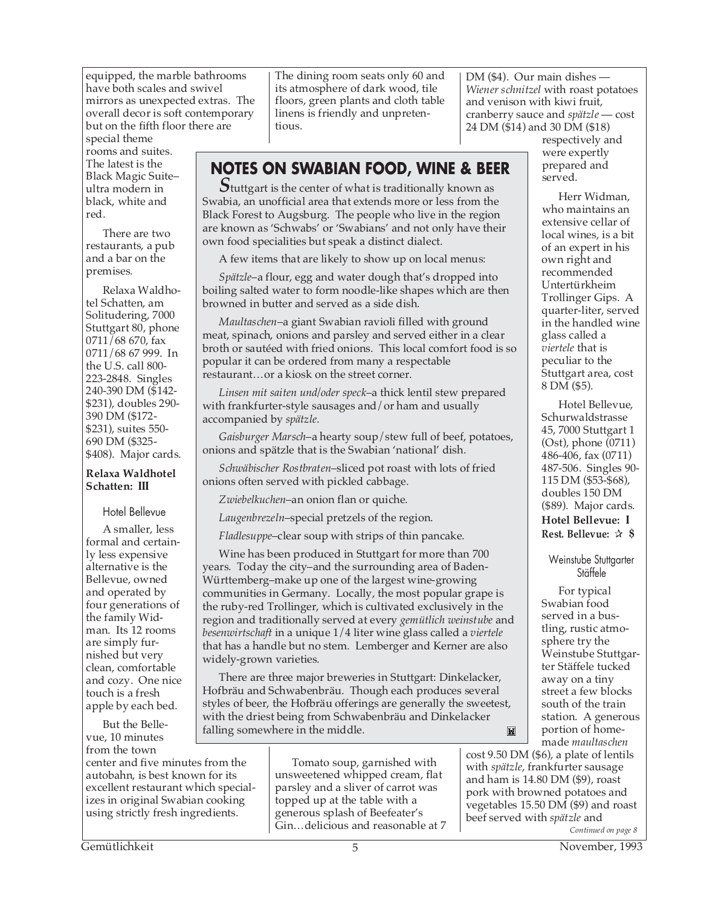equipped, the marble bathrooms have both scales and swivel mirrors as unexpected extras. The overall decor is soft contemporary but on the fifth floor there are special theme rooms and suites. The latest is the Black Magic Suite–ultra modern in black, white and red.

There are two restaurants, a pub and a bar on the premises.

Relaxa Waldhotel Schatten, am Solitudering, 7000 Stuttgart 80, phone 0711/68 670, fax 0711/68 67 999. In the U.S. call 800-223-2848. Singles 240-390 DM ($142-$231), doubles 290-390 DM ($172-$231), suites 550-690 DM ($325-$408). Major cards.

**Relaxa Waldhotel Schatten: III**

### Hotel Bellevue

A smaller, less formal and certainly less expensive alternative is the Bellevue, owned and operated by four generations of the family Widman. Its 12 rooms are simply furnished but very clean, comfortable and cozy. One nice touch is a fresh apple by each bed.

But the Bellevue, 10 minutes from the town center and five minutes from the autobahn, is best known for its excellent restaurant which specializes in original Swabian cooking using strictly fresh ingredients.

The dining room seats only 60 and its atmosphere of dark wood, tile floors, green plants and cloth table linens is friendly and unpretentious.

Tomato soup, garnished with unsweetened whipped cream, flat parsley and a sliver of carrot was topped up at the table with a generous splash of Beefeater's Gin…delicious and reasonable at 7 DM ($4). Our main dishes — *Wiener schnitzel* with roast potatoes and venison with kiwi fruit, cranberry sauce and *spätzle* — cost 24 DM ($14) and 30 DM ($18) respectively and were expertly prepared and served.

Herr Widman, who maintains an extensive cellar of local wines, is a bit of an expert in his own right and recommended Untertürkheim Trollinger Gips. A quarter-liter, served in the handled wine glass called a *viertele* that is peculiar to the Stuttgart area, cost 8 DM ($5).

Hotel Bellevue, Schurwaldstrasse 45, 7000 Stuttgart 1 (Ost), phone (0711) 486-406, fax (0711) 487-506. Singles 90-115 DM ($53-$68), doubles 150 DM ($89). Major cards.

**Hotel Bellevue: I**
**Rest. Bellevue: ☆ $**

### Weinstube Stuttgarter Stäffele

For typical Swabian food served in a bustling, rustic atmosphere try the Weinstube Stuttgarter Stäffele tucked away on a tiny street a few blocks south of the train station. A generous portion of homemade *maultaschen* cost 9.50 DM ($6), a plate of lentils with *spätzle*, frankfurter sausage and ham is 14.80 DM ($9), roast pork with browned potatoes and vegetables 15.50 DM ($9) and roast beef served with *spätzle* and

*Continued on page 8*

## NOTES ON SWABIAN FOOD, WINE & BEER

Stuttgart is the center of what is traditionally known as Swabia, an unofficial area that extends more or less from the Black Forest to Augsburg. The people who live in the region are known as 'Schwabs' or 'Swabians' and not only have their own food specialities but speak a distinct dialect.

A few items that are likely to show up on local menus:

*Spätzle*–a flour, egg and water dough that's dropped into boiling salted water to form noodle-like shapes which are then browned in butter and served as a side dish.

*Maultaschen*–a giant Swabian ravioli filled with ground meat, spinach, onions and parsley and served either in a clear broth or sautéed with fried onions. This local comfort food is so popular it can be ordered from many a respectable restaurant…or a kiosk on the street corner.

*Linsen mit saiten und/oder speck*–a thick lentil stew prepared with frankfurter-style sausages and/or ham and usually accompanied by *spätzle*.

*Gaisburger Marsch*–a hearty soup/stew full of beef, potatoes, onions and spätzle that is the Swabian 'national' dish.

*Schwäbischer Rostbraten*–sliced pot roast with lots of fried onions often served with pickled cabbage.

*Zwiebelkuchen*–an onion flan or quiche.

*Laugenbrezeln*–special pretzels of the region.

*Fladlesuppe*–clear soup with strips of thin pancake.

Wine has been produced in Stuttgart for more than 700 years. Today the city–and the surrounding area of Baden-Württemberg–make up one of the largest wine-growing communities in Germany. Locally, the most popular grape is the ruby-red Trollinger, which is cultivated exclusively in the region and traditionally served at every *gemütlich weinstube* and *besenwirtschaft* in a unique 1/4 liter wine glass called a *viertele* that has a handle but no stem. Lemberger and Kerner are also widely-grown varieties.

There are three major breweries in Stuttgart: Dinkelacker, Hofbräu and Schwabenbräu. Though each produces several styles of beer, the Hofbräu offerings are generally the sweetest, with the driest being from Schwabenbräu and Dinkelacker falling somewhere in the middle.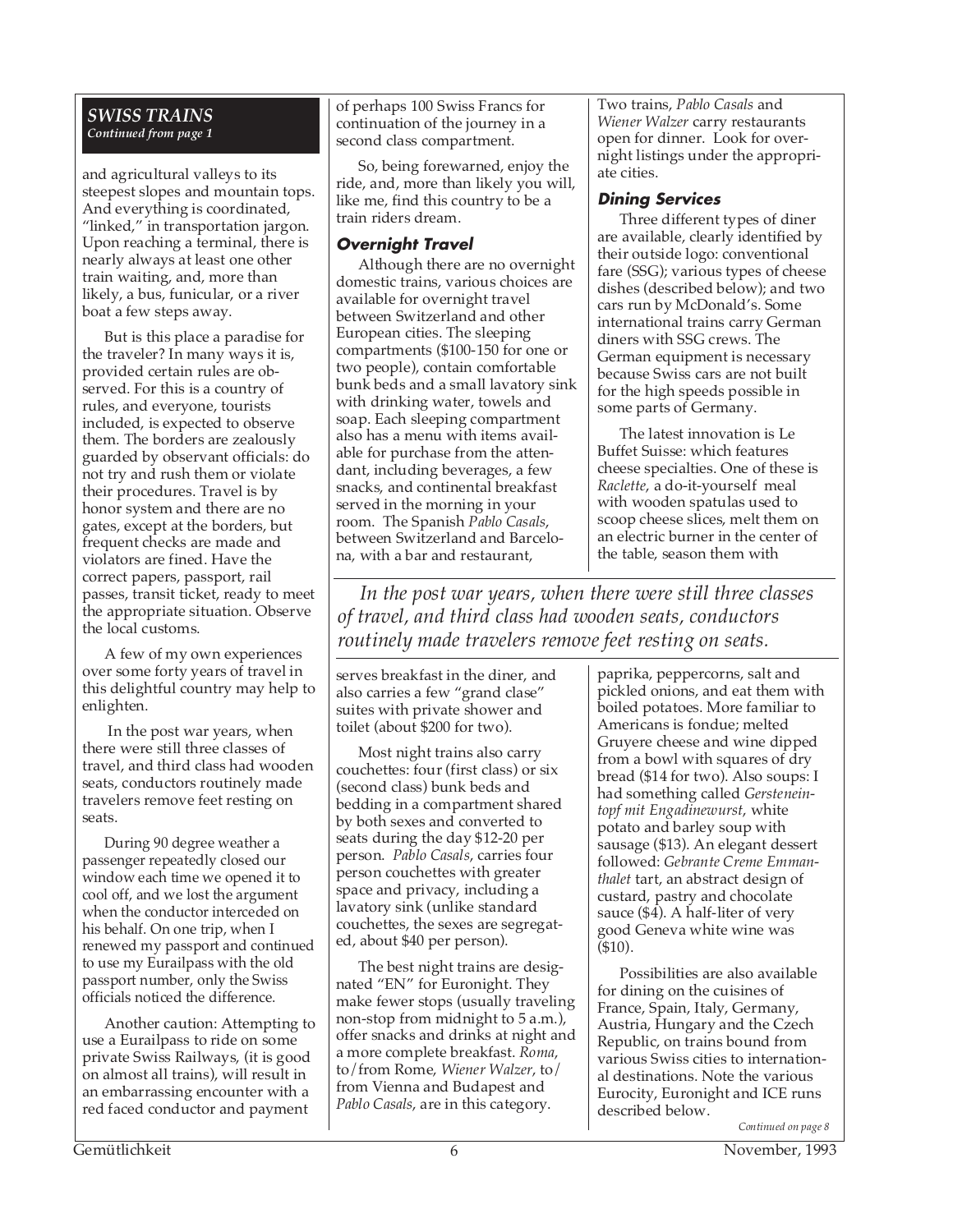## SWISS TRAINS

*Continued from page 1*

and agricultural valleys to its steepest slopes and mountain tops. And everything is coordinated, "linked," in transportation jargon. Upon reaching a terminal, there is nearly always at least one other train waiting, and, more than likely, a bus, funicular, or a river boat a few steps away.

But is this place a paradise for the traveler? In many ways it is, provided certain rules are observed. For this is a country of rules, and everyone, tourists included, is expected to observe them. The borders are zealously guarded by observant officials: do not try and rush them or violate their procedures. Travel is by honor system and there are no gates, except at the borders, but frequent checks are made and violators are fined. Have the correct papers, passport, rail passes, transit ticket, ready to meet the appropriate situation. Observe the local customs.

A few of my own experiences over some forty years of travel in this delightful country may help to enlighten.

In the post war years, when there were still three classes of travel, and third class had wooden seats, conductors routinely made travelers remove feet resting on seats.

During 90 degree weather a passenger repeatedly closed our window each time we opened it to cool off, and we lost the argument when the conductor interceded on his behalf. On one trip, when I renewed my passport and continued to use my Eurailpass with the old passport number, only the Swiss officials noticed the difference.

Another caution: Attempting to use a Eurailpass to ride on some private Swiss Railways, (it is good on almost all trains), will result in an embarrassing encounter with a red faced conductor and payment of perhaps 100 Swiss Francs for continuation of the journey in a second class compartment.

So, being forewarned, enjoy the ride, and, more than likely you will, like me, find this country to be a train riders dream.

### Overnight Travel

Although there are no overnight domestic trains, various choices are available for overnight travel between Switzerland and other European cities. The sleeping compartments ($100-150 for one or two people), contain comfortable bunk beds and a small lavatory sink with drinking water, towels and soap. Each sleeping compartment also has a menu with items available for purchase from the attendant, including beverages, a few snacks, and continental breakfast served in the morning in your room. The Spanish *Pablo Casals*, between Switzerland and Barcelona, with a bar and restaurant, serves breakfast in the diner, and also carries a few "grand clase" suites with private shower and toilet (about $200 for two).

Most night trains also carry couchettes: four (first class) or six (second class) bunk beds and bedding in a compartment shared by both sexes and converted to seats during the day $12-20 per person. *Pablo Casals*, carries four person couchettes with greater space and privacy, including a lavatory sink (unlike standard couchettes, the sexes are segregated, about $40 per person).

The best night trains are designated "EN" for Euronight. They make fewer stops (usually traveling non-stop from midnight to 5 a.m.), offer snacks and drinks at night and a more complete breakfast. *Roma*, to/from Rome, *Wiener Walzer*, to/from Vienna and Budapest and *Pablo Casals*, are in this category.

Two trains, *Pablo Casals* and *Wiener Walzer* carry restaurants open for dinner. Look for overnight listings under the appropriate cities.

### Dining Services

Three different types of diner are available, clearly identified by their outside logo: conventional fare (SSG); various types of cheese dishes (described below); and two cars run by McDonald's. Some international trains carry German diners with SSG crews. The German equipment is necessary because Swiss cars are not built for the high speeds possible in some parts of Germany.

The latest innovation is Le Buffet Suisse: which features cheese specialties. One of these is *Raclette*, a do-it-yourself meal with wooden spatulas used to scoop cheese slices, melt them on an electric burner in the center of the table, season them with paprika, peppercorns, salt and pickled onions, and eat them with boiled potatoes. More familiar to Americans is fondue; melted Gruyere cheese and wine dipped from a bowl with squares of dry bread ($14 for two). Also soups: I had something called *Gersteneintopf mit Engadinewurst*, white potato and barley soup with sausage ($13). An elegant dessert followed: *Gebrante Creme Emmanthalet* tart, an abstract design of custard, pastry and chocolate sauce ($4). A half-liter of very good Geneva white wine was ($10).

Possibilities are also available for dining on the cuisines of France, Spain, Italy, Germany, Austria, Hungary and the Czech Republic, on trains bound from various Swiss cities to international destinations. Note the various Eurocity, Euronight and ICE runs described below.

*Continued on page 8*

*In the post war years, when there were still three classes of travel, and third class had wooden seats, conductors routinely made travelers remove feet resting on seats.*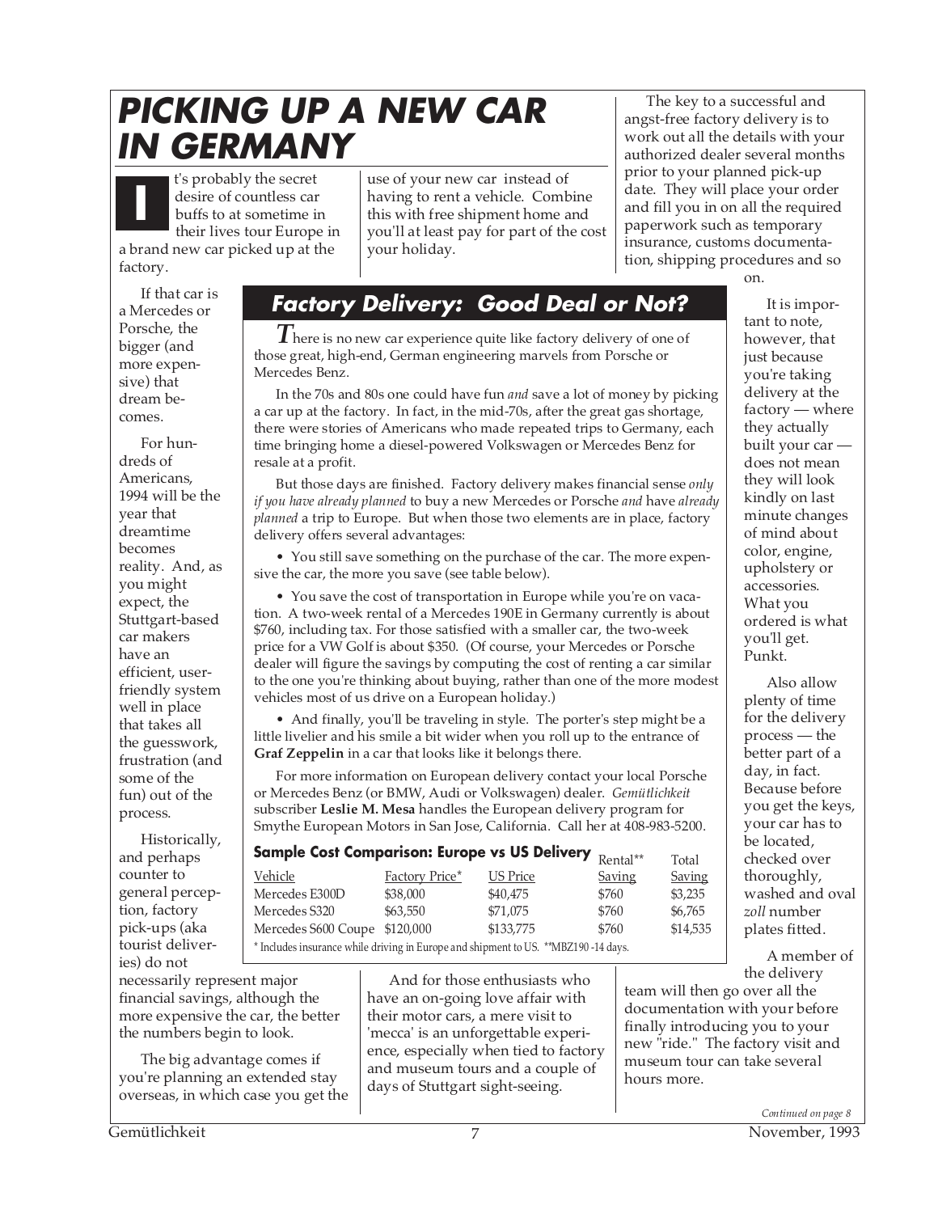# PICKING UP A NEW CAR IN GERMANY

It's probably the secret desire of countless car buffs to at sometime in their lives tour Europe in a brand new car picked up at the factory.

If that car is a Mercedes or Porsche, the bigger (and more expensive) that dream becomes.

For hundreds of Americans, 1994 will be the year that dreamtime becomes reality. And, as you might expect, the Stuttgart-based car makers have an efficient, user-friendly system well in place that takes all the guesswork, frustration (and some of the fun) out of the process.

Historically, and perhaps counter to general perception, factory pick-ups (aka tourist deliveries) do not necessarily represent major financial savings, although the more expensive the car, the better the numbers begin to look.

The big advantage comes if you're planning an extended stay overseas, in which case you get the use of your new car instead of having to rent a vehicle. Combine this with free shipment home and you'll at least pay for part of the cost your holiday.

And for those enthusiasts who have an on-going love affair with their motor cars, a mere visit to 'mecca' is an unforgettable experience, especially when tied to factory and museum tours and a couple of days of Stuttgart sight-seeing.

The key to a successful and angst-free factory delivery is to work out all the details with your authorized dealer several months prior to your planned pick-up date. They will place your order and fill you in on all the required paperwork such as temporary insurance, customs documentation, shipping procedures and so on.

It is important to note, however, that just because you're taking delivery at the factory — where they actually built your car — does not mean they will look kindly on last minute changes of mind about color, engine, upholstery or accessories. What you ordered is what you'll get. Punkt.

Also allow plenty of time for the delivery process — the better part of a day, in fact. Because before you get the keys, your car has to be located, checked over thoroughly, washed and oval *zoll* number plates fitted.

A member of the delivery team will then go over all the documentation with your before finally introducing you to your new "ride." The factory visit and museum tour can take several hours more.

*Continued on page 8*

## Factory Delivery: Good Deal or Not?

There is no new car experience quite like factory delivery of one of those great, high-end, German engineering marvels from Porsche or Mercedes Benz.

In the 70s and 80s one could have fun *and* save a lot of money by picking a car up at the factory. In fact, in the mid-70s, after the great gas shortage, there were stories of Americans who made repeated trips to Germany, each time bringing home a diesel-powered Volkswagen or Mercedes Benz for resale at a profit.

But those days are finished. Factory delivery makes financial sense *only if you have already planned* to buy a new Mercedes or Porsche *and* have *already planned* a trip to Europe. But when those two elements are in place, factory delivery offers several advantages:

- You still save something on the purchase of the car. The more expensive the car, the more you save (see table below).
- You save the cost of transportation in Europe while you're on vacation. A two-week rental of a Mercedes 190E in Germany currently is about $760, including tax. For those satisfied with a smaller car, the two-week price for a VW Golf is about $350. (Of course, your Mercedes or Porsche dealer will figure the savings by computing the cost of renting a car similar to the one you're thinking about buying, rather than one of the more modest vehicles most of us drive on a European holiday.)
- And finally, you'll be traveling in style. The porter's step might be a little livelier and his smile a bit wider when you roll up to the entrance of **Graf Zeppelin** in a car that looks like it belongs there.

For more information on European delivery contact your local Porsche or Mercedes Benz (or BMW, Audi or Volkswagen) dealer. *Gemütlichkeit* subscriber **Leslie M. Mesa** handles the European delivery program for Smythe European Motors in San Jose, California. Call her at 408-983-5200.

**Sample Cost Comparison: Europe vs US Delivery**

| Vehicle | Factory Price* | US Price | Rental** Saving | Total Saving |
|---|---|---|---|---|
| Mercedes E300D | $38,000 | $40,475 | $760 | $3,235 |
| Mercedes S320 | $63,550 | $71,075 | $760 | $6,765 |
| Mercedes S600 Coupe | $120,000 | $133,775 | $760 | $14,535 |

\* Includes insurance while driving in Europe and shipment to US. **MBZ190 -14 days.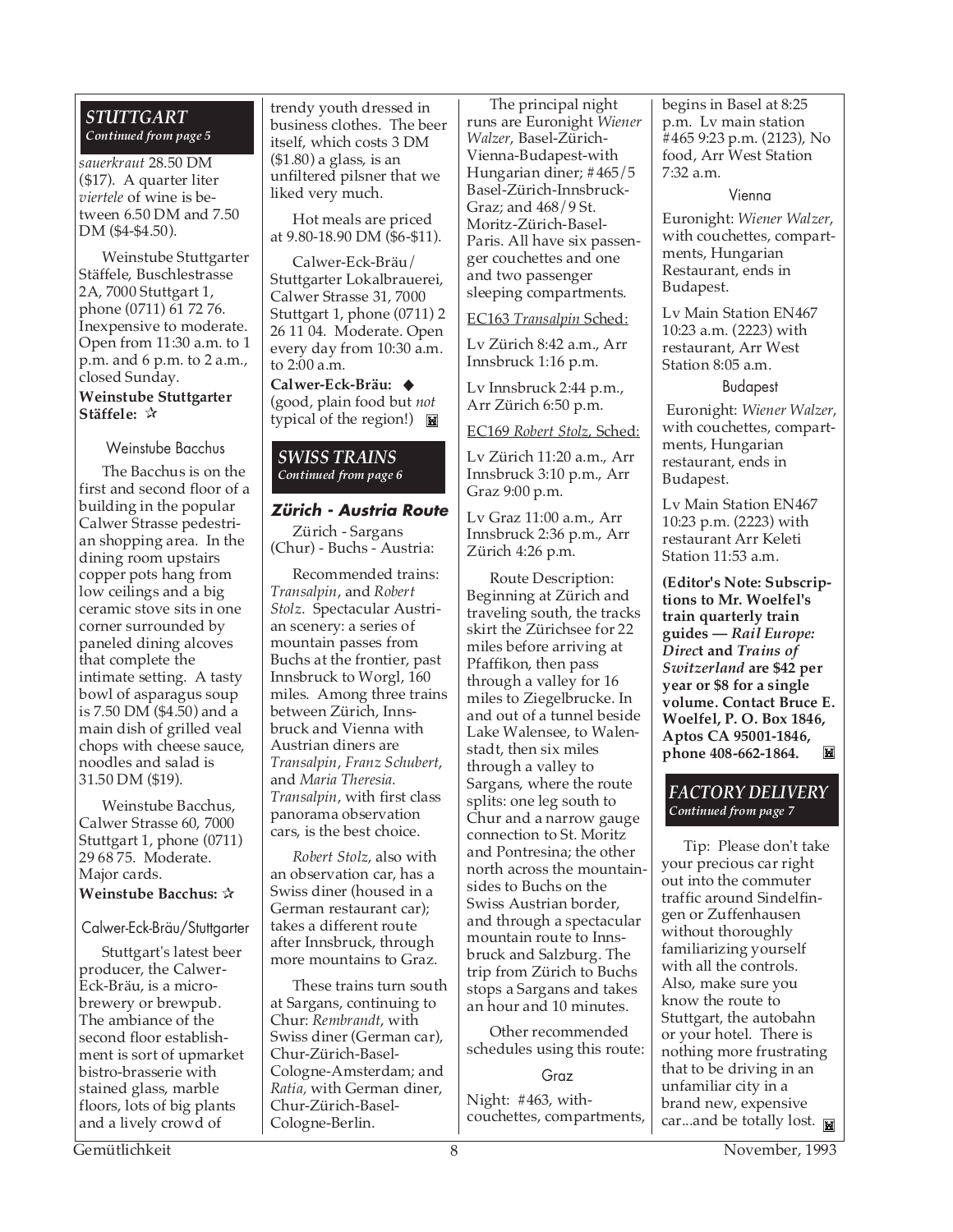## STUTTGART
*Continued from page 5*

*sauerkraut* 28.50 DM ($17). A quarter liter *viertele* of wine is between 6.50 DM and 7.50 DM ($4-$4.50).

Weinstube Stuttgarter Stäffele, Buschlestrasse 2A, 7000 Stuttgart 1, phone (0711) 61 72 76. Inexpensive to moderate. Open from 11:30 a.m. to 1 p.m. and 6 p.m. to 2 a.m., closed Sunday.

**Weinstube Stuttgarter Stäffele:** ☆

### Weinstube Bacchus

The Bacchus is on the first and second floor of a building in the popular Calwer Strasse pedestrian shopping area. In the dining room upstairs copper pots hang from low ceilings and a big ceramic stove sits in one corner surrounded by paneled dining alcoves that complete the intimate setting. A tasty bowl of asparagus soup is 7.50 DM ($4.50) and a main dish of grilled veal chops with cheese sauce, noodles and salad is 31.50 DM ($19).

Weinstube Bacchus, Calwer Strasse 60, 7000 Stuttgart 1, phone (0711) 29 68 75. Moderate. Major cards.

**Weinstube Bacchus:** ☆

### Calwer-Eck-Bräu/Stuttgarter

Stuttgart's latest beer producer, the Calwer-Eck-Bräu, is a micro-brewery or brewpub. The ambiance of the second floor establishment is sort of upmarket bistro-brasserie with stained glass, marble floors, lots of big plants and a lively crowd of trendy youth dressed in business clothes. The beer itself, which costs 3 DM ($1.80) a glass, is an unfiltered pilsner that we liked very much.

Hot meals are priced at 9.80-18.90 DM ($6-$11).

Calwer-Eck-Bräu/Stuttgarter Lokalbrauerei, Calwer Strasse 31, 7000 Stuttgart 1, phone (0711) 2 26 11 04. Moderate. Open every day from 10:30 a.m. to 2:00 a.m.

**Calwer-Eck-Bräu:** ◆ (good, plain food but *not* typical of the region!)

## SWISS TRAINS
*Continued from page 6*

### Zürich - Austria Route

Zürich - Sargans (Chur) - Buchs - Austria:

Recommended trains: *Transalpin*, and *Robert Stolz*. Spectacular Austrian scenery: a series of mountain passes from Buchs at the frontier, past Innsbruck to Worgl, 160 miles. Among three trains between Zürich, Innsbruck and Vienna with Austrian diners are *Transalpin*, *Franz Schubert*, and *Maria Theresia*. *Transalpin*, with first class panorama observation cars, is the best choice.

*Robert Stolz*, also with an observation car, has a Swiss diner (housed in a German restaurant car); takes a different route after Innsbruck, through more mountains to Graz.

These trains turn south at Sargans, continuing to Chur: *Rembrandt*, with Swiss diner (German car), Chur-Zürich-Basel-Cologne-Amsterdam; and *Ratia*, with German diner, Chur-Zürich-Basel-Cologne-Berlin.

The principal night runs are Euronight *Wiener Walzer*, Basel-Zürich-Vienna-Budapest-with Hungarian diner; #465/5 Basel-Zürich-Innsbruck-Graz; and 468/9 St. Moritz-Zürich-Basel-Paris. All have six passenger couchettes and one and two passenger sleeping compartments.

EC163 *Transalpin* Sched:

Lv Zürich 8:42 a.m., Arr Innsbruck 1:16 p.m.

Lv Innsbruck 2:44 p.m., Arr Zürich 6:50 p.m.

EC169 *Robert Stolz*, Sched:

Lv Zürich 11:20 a.m., Arr Innsbruck 3:10 p.m., Arr Graz 9:00 p.m.

Lv Graz 11:00 a.m., Arr Innsbruck 2:36 p.m., Arr Zürich 4:26 p.m.

Route Description: Beginning at Zürich and traveling south, the tracks skirt the Zürichsee for 22 miles before arriving at Pfaffikon, then pass through a valley for 16 miles to Ziegelbrucke. In and out of a tunnel beside Lake Walensee, to Walenstadt, then six miles through a valley to Sargans, where the route splits: one leg south to Chur and a narrow gauge connection to St. Moritz and Pontresina; the other north across the mountainsides to Buchs on the Swiss Austrian border, and through a spectacular mountain route to Innsbruck and Salzburg. The trip from Zürich to Buchs stops a Sargans and takes an hour and 10 minutes.

Other recommended schedules using this route:

#### Graz

Night: #463, with-couchettes, compartments, begins in Basel at 8:25 p.m. Lv main station #465 9:23 p.m. (2123), No food, Arr West Station 7:32 a.m.

#### Vienna

Euronight: *Wiener Walzer*, with couchettes, compartments, Hungarian Restaurant, ends in Budapest.

Lv Main Station EN467 10:23 a.m. (2223) with restaurant, Arr West Station 8:05 a.m.

#### Budapest

Euronight: *Wiener Walzer*, with couchettes, compartments, Hungarian restaurant, ends in Budapest.

Lv Main Station EN467 10:23 p.m. (2223) with restaurant Arr Keleti Station 11:53 a.m.

**(Editor's Note: Subscriptions to Mr. Woelfel's train quarterly train guides — *Rail Europe: Direct* and *Trains of Switzerland* are $42 per year or $8 for a single volume. Contact Bruce E. Woelfel, P. O. Box 1846, Aptos CA 95001-1846, phone 408-662-1864.**

## FACTORY DELIVERY
*Continued from page 7*

Tip: Please don't take your precious car right out into the commuter traffic around Sindelfingen or Zuffenhausen without thoroughly familiarizing yourself with all the controls. Also, make sure you know the route to Stuttgart, the autobahn or your hotel. There is nothing more frustrating that to be driving in an unfamiliar city in a brand new, expensive car...and be totally lost.